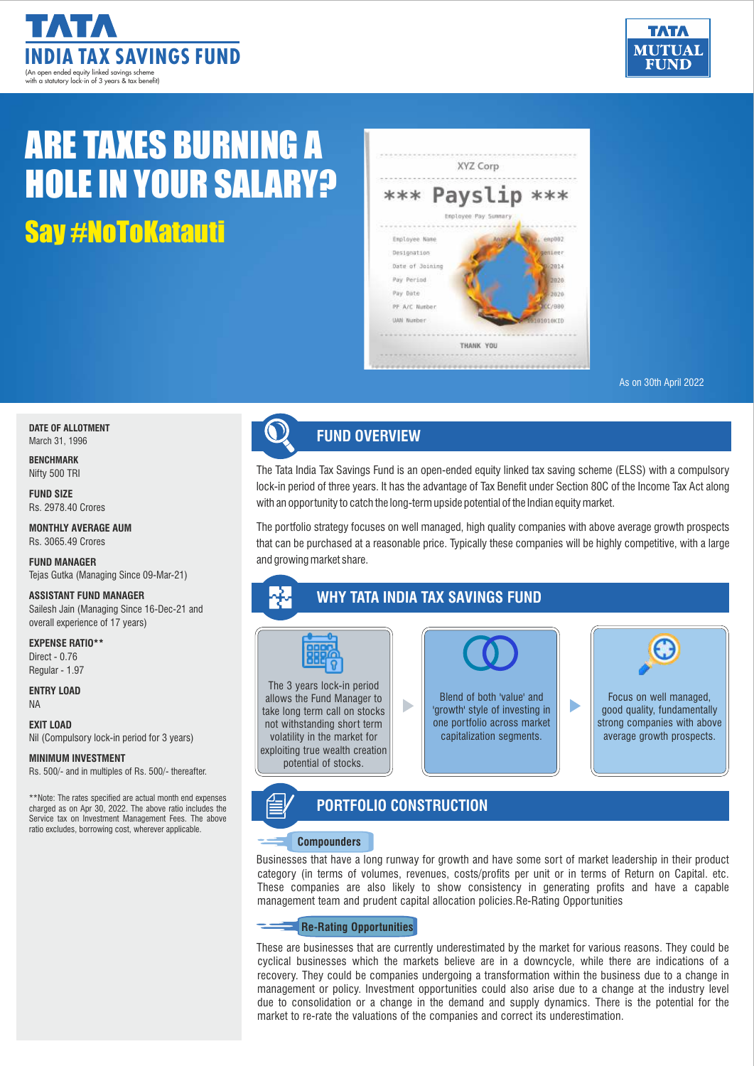# TATA INDIA TAX SAVINGS FUND

(An open ended equity linked savings scheme with a statutory lock-in of 3 years & tax benefit)

TATA MUTUAL FUND

# ARE TAXES BURNING A HOLE IN YOUR SALARY?

## Say #NoToKatauti

As on 30th April 2022

**DATE OF ALLOTMENT**
March 31, 1996

**BENCHMARK**
Nifty 500 TRI

**FUND SIZE**
Rs. 2978.40 Crores

**MONTHLY AVERAGE AUM**
Rs. 3065.49 Crores

**FUND MANAGER**
Tejas Gutka (Managing Since 09-Mar-21)

**ASSISTANT FUND MANAGER**
Sailesh Jain (Managing Since 16-Dec-21 and overall experience of 17 years)

**EXPENSE RATIO****
Direct - 0.76
Regular - 1.97

**ENTRY LOAD**
NA

**EXIT LOAD**
Nil (Compulsory lock-in period for 3 years)

**MINIMUM INVESTMENT**
Rs. 500/- and in multiples of Rs. 500/- thereafter.

**Note: The rates specified are actual month end expenses charged as on Apr 30, 2022. The above ratio includes the Service tax on Investment Management Fees. The above ratio excludes, borrowing cost, wherever applicable.

## FUND OVERVIEW

The Tata India Tax Savings Fund is an open-ended equity linked tax saving scheme (ELSS) with a compulsory lock-in period of three years. It has the advantage of Tax Benefit under Section 80C of the Income Tax Act along with an opportunity to catch the long-term upside potential of the Indian equity market.

The portfolio strategy focuses on well managed, high quality companies with above average growth prospects that can be purchased at a reasonable price. Typically these companies will be highly competitive, with a large and growing market share.

## WHY TATA INDIA TAX SAVINGS FUND

- The 3 years lock-in period allows the Fund Manager to take long term call on stocks not withstanding short term volatility in the market for exploiting true wealth creation potential of stocks.
- Blend of both 'value' and 'growth' style of investing in one portfolio across market capitalization segments.
- Focus on well managed, good quality, fundamentally strong companies with above average growth prospects.

## PORTFOLIO CONSTRUCTION

### Compounders

Businesses that have a long runway for growth and have some sort of market leadership in their product category (in terms of volumes, revenues, costs/profits per unit or in terms of Return on Capital. etc. These companies are also likely to show consistency in generating profits and have a capable management team and prudent capital allocation policies.Re-Rating Opportunities

### Re-Rating Opportunities

These are businesses that are currently underestimated by the market for various reasons. They could be cyclical businesses which the markets believe are in a downcycle, while there are indications of a recovery. They could be companies undergoing a transformation within the business due to a change in management or policy. Investment opportunities could also arise due to a change at the industry level due to consolidation or a change in the demand and supply dynamics. There is the potential for the market to re-rate the valuations of the companies and correct its underestimation.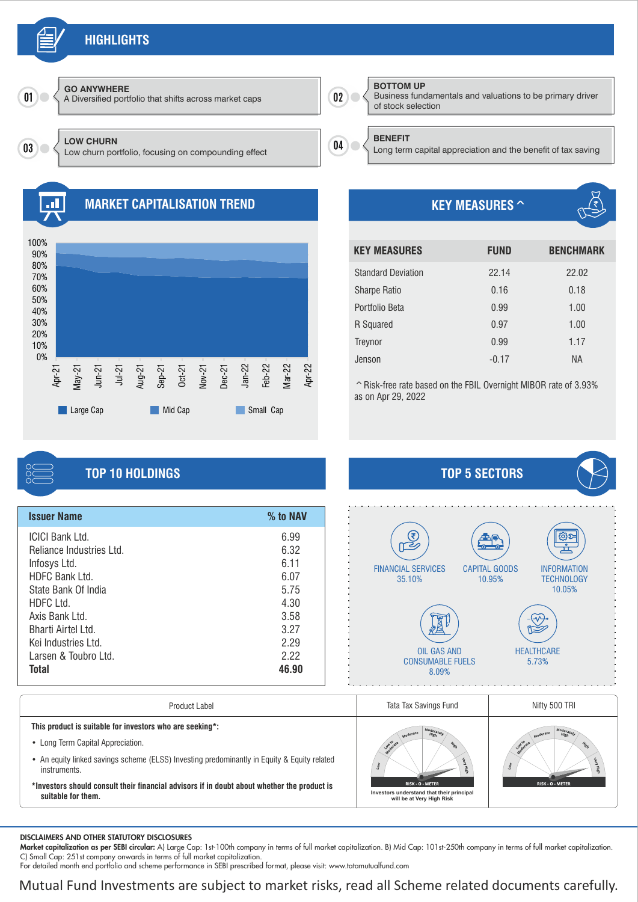## HIGHLIGHTS

01 **GO ANYWHERE**
A Diversified portfolio that shifts across market caps

02 **BOTTOM UP**
Business fundamentals and valuations to be primary driver of stock selection

03 **LOW CHURN**
Low churn portfolio, focusing on compounding effect

04 **BENEFIT**
Long term capital appreciation and the benefit of tax saving

## MARKET CAPITALISATION TREND

100%
90%
80%
70%
60%
50%
40%
30%
20%
10%
0%

Apr-21, May-21, Jun-21, Jul-21, Aug-21, Sep-21, Oct-21, Nov-21, Dec-21, Jan-22, Feb-22, Mar-22, Apr-22

Large Cap   Mid Cap   Small Cap

## KEY MEASURES ^

| KEY MEASURES | FUND | BENCHMARK |
|---|---|---|
| Standard Deviation | 22.14 | 22.02 |
| Sharpe Ratio | 0.16 | 0.18 |
| Portfolio Beta | 0.99 | 1.00 |
| R Squared | 0.97 | 1.00 |
| Treynor | 0.99 | 1.17 |
| Jenson | -0.17 | NA |

^ Risk-free rate based on the FBIL Overnight MIBOR rate of 3.93% as on Apr 29, 2022

## TOP 10 HOLDINGS

| Issuer Name | % to NAV |
|---|---|
| ICICI Bank Ltd. | 6.99 |
| Reliance Industries Ltd. | 6.32 |
| Infosys Ltd. | 6.11 |
| HDFC Bank Ltd. | 6.07 |
| State Bank Of India | 5.75 |
| HDFC Ltd. | 4.30 |
| Axis Bank Ltd. | 3.58 |
| Bharti Airtel Ltd. | 3.27 |
| Kei Industries Ltd. | 2.29 |
| Larsen & Toubro Ltd. | 2.22 |
| **Total** | **46.90** |

## TOP 5 SECTORS

FINANCIAL SERVICES 35.10%

CAPITAL GOODS 10.95%

INFORMATION TECHNOLOGY 10.05%

OIL GAS AND CONSUMABLE FUELS 8.09%

HEALTHCARE 5.73%

| Product Label | Tata Tax Savings Fund | Nifty 500 TRI |
|---|---|---|
| **This product is suitable for investors who are seeking\*:**<br>• Long Term Capital Appreciation.<br>• An equity linked savings scheme (ELSS) Investing predominantly in Equity & Equity related instruments.<br>**\*Investors should consult their financial advisors in doubt about whether the product is suitable for them.** | Low, Low to Moderate, Moderate, Moderately High, High, Very High<br>RISK - O - METER<br>Investors understand that their principal will be at Very High Risk | Low, Low to Moderate, Moderate, Moderately High, High, Very High<br>RISK - O - METER |

**DISCLAIMERS AND OTHER STATUTORY DISCLOSURES**

**Market capitalization as per SEBI circular:** A) Large Cap: 1st-100th company in terms of full market capitalization. B) Mid Cap: 101st-250th company in terms of full market capitalization. C) Small Cap: 251st company onwards in terms of full market capitalization.
For detailed month end portfolio and scheme performance in SEBI prescribed format, please visit: www.tatamutualfund.com

Mutual Fund Investments are subject to market risks, read all Scheme related documents carefully.